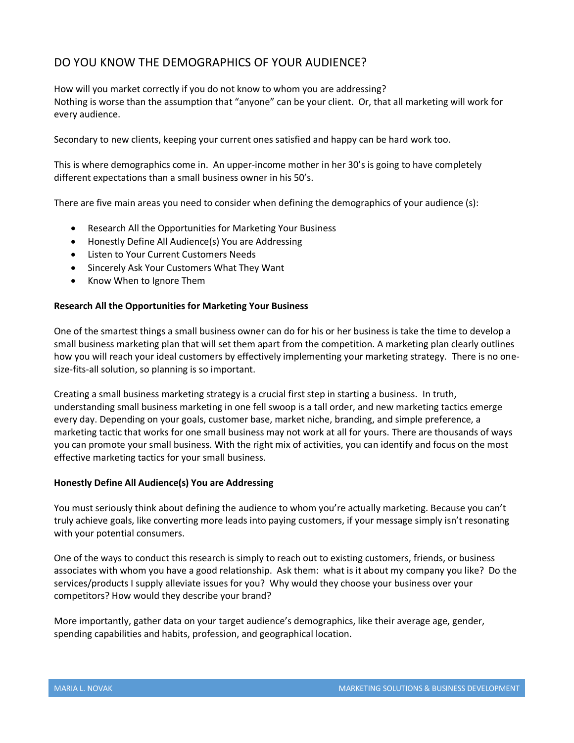# DO YOU KNOW THE DEMOGRAPHICS OF YOUR AUDIENCE?

How will you market correctly if you do not know to whom you are addressing?
Nothing is worse than the assumption that "anyone" can be your client. Or, that all marketing will work for every audience.

Secondary to new clients, keeping your current ones satisfied and happy can be hard work too.

This is where demographics come in. An upper-income mother in her 30's is going to have completely different expectations than a small business owner in his 50's.

There are five main areas you need to consider when defining the demographics of your audience (s):

- Research All the Opportunities for Marketing Your Business
- Honestly Define All Audience(s) You are Addressing
- Listen to Your Current Customers Needs
- Sincerely Ask Your Customers What They Want
- Know When to Ignore Them

**Research All the Opportunities for Marketing Your Business**

One of the smartest things a small business owner can do for his or her business is take the time to develop a small business marketing plan that will set them apart from the competition. A marketing plan clearly outlines how you will reach your ideal customers by effectively implementing your marketing strategy. There is no one-size-fits-all solution, so planning is so important.

Creating a small business marketing strategy is a crucial first step in starting a business. In truth, understanding small business marketing in one fell swoop is a tall order, and new marketing tactics emerge every day. Depending on your goals, customer base, market niche, branding, and simple preference, a marketing tactic that works for one small business may not work at all for yours. There are thousands of ways you can promote your small business. With the right mix of activities, you can identify and focus on the most effective marketing tactics for your small business.

**Honestly Define All Audience(s) You are Addressing**

You must seriously think about defining the audience to whom you're actually marketing. Because you can't truly achieve goals, like converting more leads into paying customers, if your message simply isn't resonating with your potential consumers.

One of the ways to conduct this research is simply to reach out to existing customers, friends, or business associates with whom you have a good relationship. Ask them: what is it about my company you like? Do the services/products I supply alleviate issues for you? Why would they choose your business over your competitors? How would they describe your brand?

More importantly, gather data on your target audience's demographics, like their average age, gender, spending capabilities and habits, profession, and geographical location.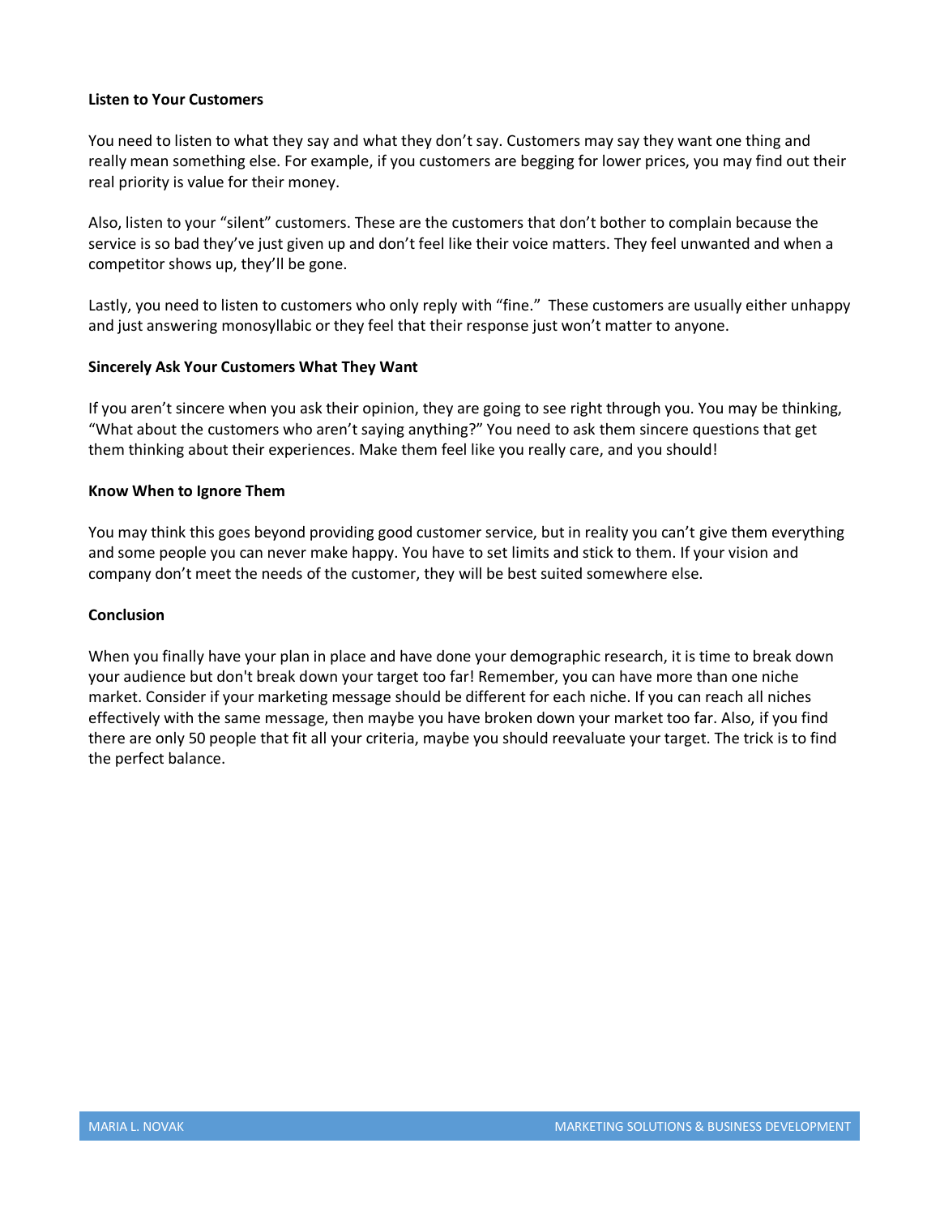**Listen to Your Customers**

You need to listen to what they say and what they don't say. Customers may say they want one thing and really mean something else. For example, if you customers are begging for lower prices, you may find out their real priority is value for their money.

Also, listen to your "silent" customers. These are the customers that don't bother to complain because the service is so bad they've just given up and don't feel like their voice matters. They feel unwanted and when a competitor shows up, they'll be gone.

Lastly, you need to listen to customers who only reply with "fine." These customers are usually either unhappy and just answering monosyllabic or they feel that their response just won't matter to anyone.

**Sincerely Ask Your Customers What They Want**

If you aren't sincere when you ask their opinion, they are going to see right through you. You may be thinking, "What about the customers who aren't saying anything?" You need to ask them sincere questions that get them thinking about their experiences. Make them feel like you really care, and you should!

**Know When to Ignore Them**

You may think this goes beyond providing good customer service, but in reality you can't give them everything and some people you can never make happy. You have to set limits and stick to them. If your vision and company don't meet the needs of the customer, they will be best suited somewhere else.

**Conclusion**

When you finally have your plan in place and have done your demographic research, it is time to break down your audience but don't break down your target too far! Remember, you can have more than one niche market. Consider if your marketing message should be different for each niche. If you can reach all niches effectively with the same message, then maybe you have broken down your market too far. Also, if you find there are only 50 people that fit all your criteria, maybe you should reevaluate your target. The trick is to find the perfect balance.